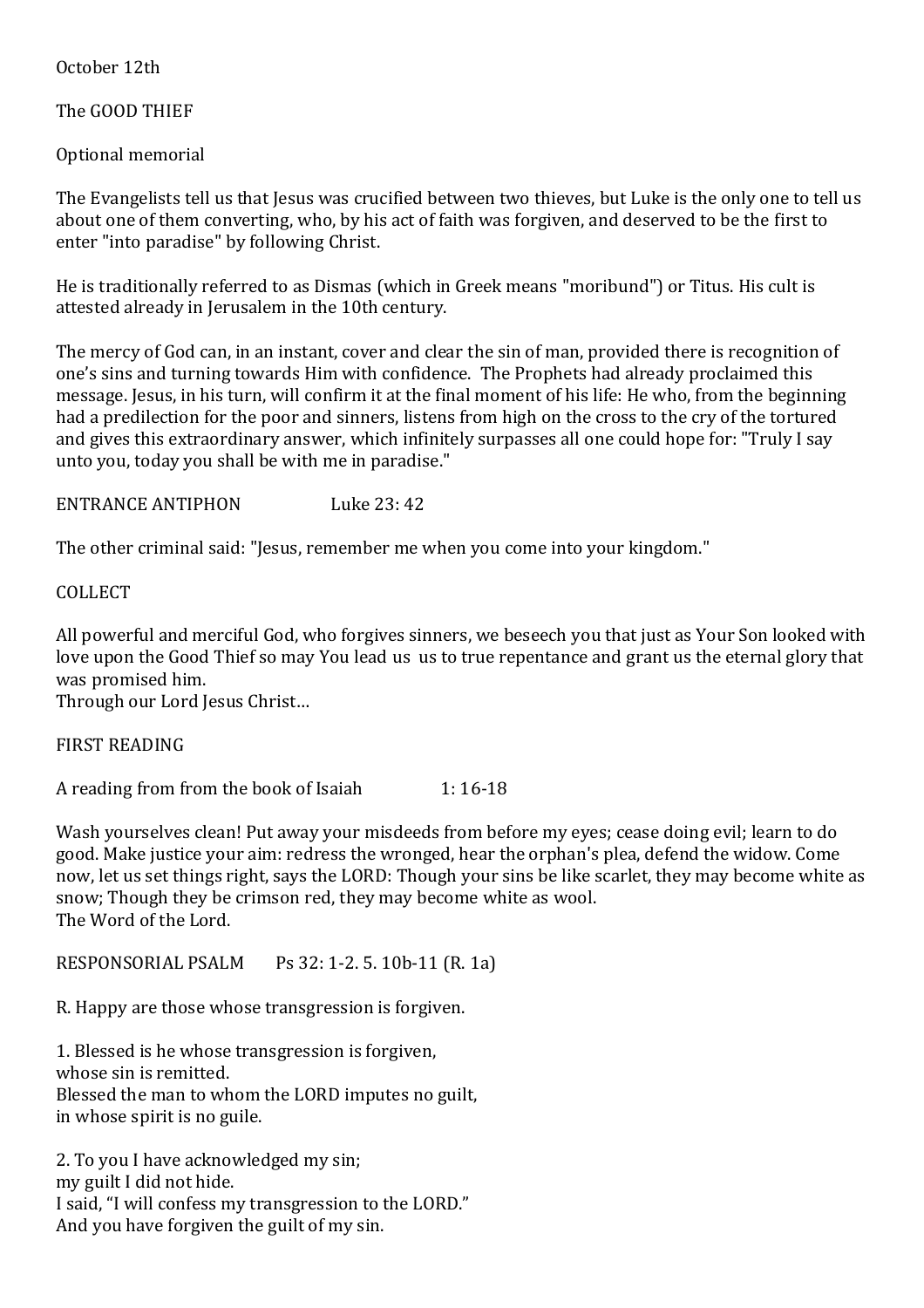October 12th

The GOOD THIEF

Optional memorial

The Evangelists tell us that Jesus was crucified between two thieves, but Luke is the only one to tell us about one of them converting, who, by his act of faith was forgiven, and deserved to be the first to enter "into paradise" by following Christ.

He is traditionally referred to as Dismas (which in Greek means "moribund") or Titus. His cult is attested already in Jerusalem in the 10th century.

The mercy of God can, in an instant, cover and clear the sin of man, provided there is recognition of one's sins and turning towards Him with confidence. The Prophets had already proclaimed this message. Jesus, in his turn, will confirm it at the final moment of his life: He who, from the beginning had a predilection for the poor and sinners, listens from high on the cross to the cry of the tortured and gives this extraordinary answer, which infinitely surpasses all one could hope for: "Truly I say unto you, today you shall be with me in paradise."

ENTRANCE ANTIPHON Luke 23: 42

The other criminal said: "Jesus, remember me when you come into your kingdom."

COLLECT

All powerful and merciful God, who forgives sinners, we beseech you that just as Your Son looked with love upon the Good Thief so may You lead us us to true repentance and grant us the eternal glory that was promised him.
Through our Lord Jesus Christ…

FIRST READING

A reading from from the book of Isaiah 1: 16-18

Wash yourselves clean! Put away your misdeeds from before my eyes; cease doing evil; learn to do good. Make justice your aim: redress the wronged, hear the orphan's plea, defend the widow. Come now, let us set things right, says the LORD: Though your sins be like scarlet, they may become white as snow; Though they be crimson red, they may become white as wool.
The Word of the Lord.

RESPONSORIAL PSALM Ps 32: 1-2. 5. 10b-11 (R. 1a)

R. Happy are those whose transgression is forgiven.

1. Blessed is he whose transgression is forgiven,
whose sin is remitted.
Blessed the man to whom the LORD imputes no guilt,
in whose spirit is no guile.

2. To you I have acknowledged my sin;
my guilt I did not hide.
I said, "I will confess my transgression to the LORD."
And you have forgiven the guilt of my sin.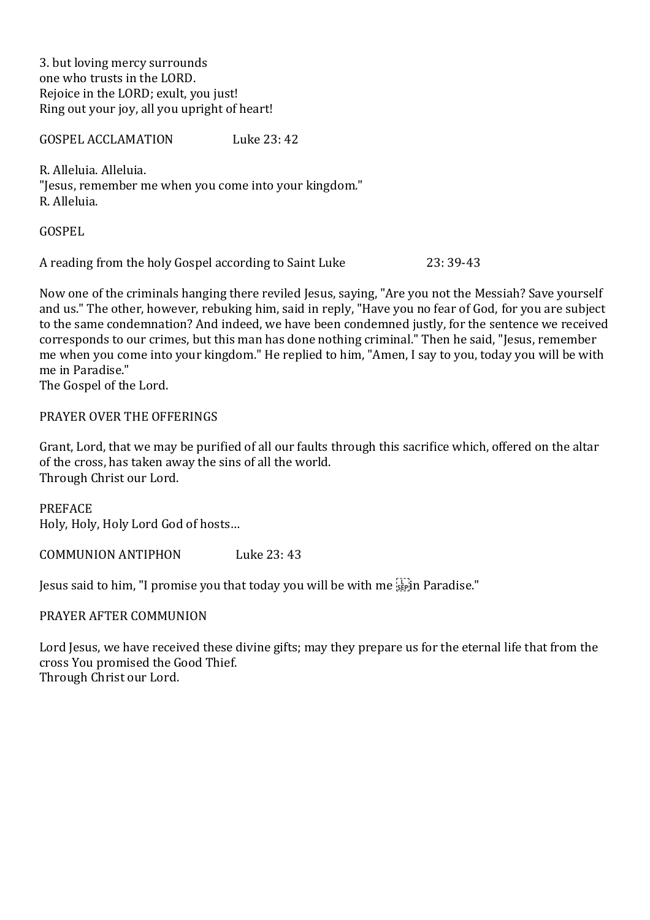3. but loving mercy surrounds
one who trusts in the LORD.
Rejoice in the LORD; exult, you just!
Ring out your joy, all you upright of heart!

## GOSPEL ACCLAMATION Luke 23: 42

R. Alleluia. Alleluia.
"Jesus, remember me when you come into your kingdom."
R. Alleluia.

## GOSPEL

A reading from the holy Gospel according to Saint Luke 23: 39-43

Now one of the criminals hanging there reviled Jesus, saying, "Are you not the Messiah? Save yourself and us." The other, however, rebuking him, said in reply, "Have you no fear of God, for you are subject to the same condemnation? And indeed, we have been condemned justly, for the sentence we received corresponds to our crimes, but this man has done nothing criminal." Then he said, "Jesus, remember me when you come into your kingdom." He replied to him, "Amen, I say to you, today you will be with me in Paradise."
The Gospel of the Lord.

## PRAYER OVER THE OFFERINGS

Grant, Lord, that we may be purified of all our faults through this sacrifice which, offered on the altar of the cross, has taken away the sins of all the world.
Through Christ our Lord.

## PREFACE

Holy, Holy, Holy Lord God of hosts…

## COMMUNION ANTIPHON Luke 23: 43

Jesus said to him, "I promise you that today you will be with me in Paradise."

## PRAYER AFTER COMMUNION

Lord Jesus, we have received these divine gifts; may they prepare us for the eternal life that from the cross You promised the Good Thief.
Through Christ our Lord.